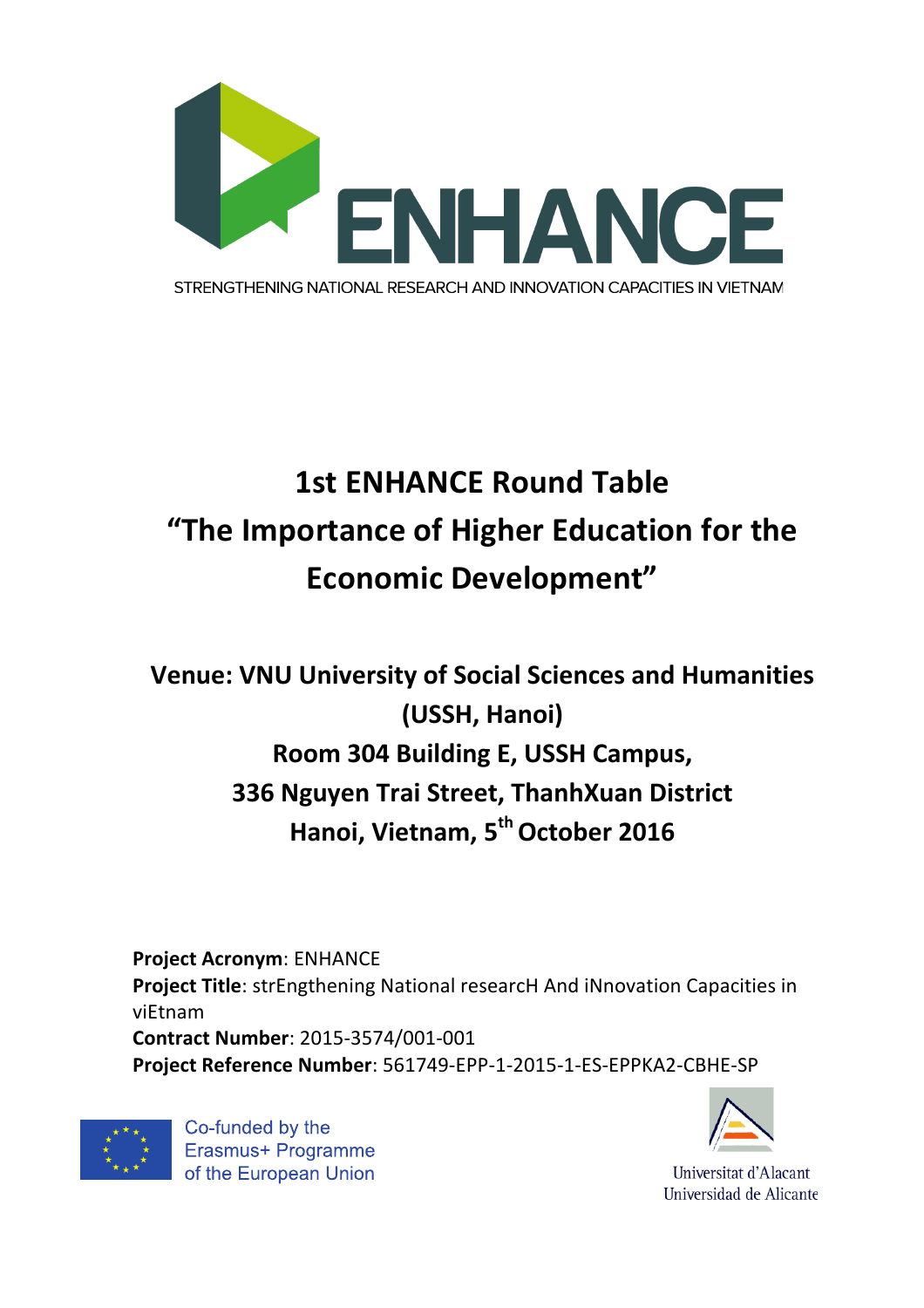ENHANCE

STRENGTHENING NATIONAL RESEARCH AND INNOVATION CAPACITIES IN VIETNAM

# 1st ENHANCE Round Table
# "The Importance of Higher Education for the Economic Development"

## Venue: VNU University of Social Sciences and Humanities (USSH, Hanoi)
## Room 304 Building E, USSH Campus,
## 336 Nguyen Trai Street, ThanhXuan District
## Hanoi, Vietnam, 5th October 2016

**Project Acronym**: ENHANCE
**Project Title**: strEngthening National researcH And iNnovation Capacities in viEtnam
**Contract Number**: 2015-3574/001-001
**Project Reference Number**: 561749-EPP-1-2015-1-ES-EPPKA2-CBHE-SP

Co-funded by the Erasmus+ Programme of the European Union

Universitat d'Alacant
Universidad de Alicante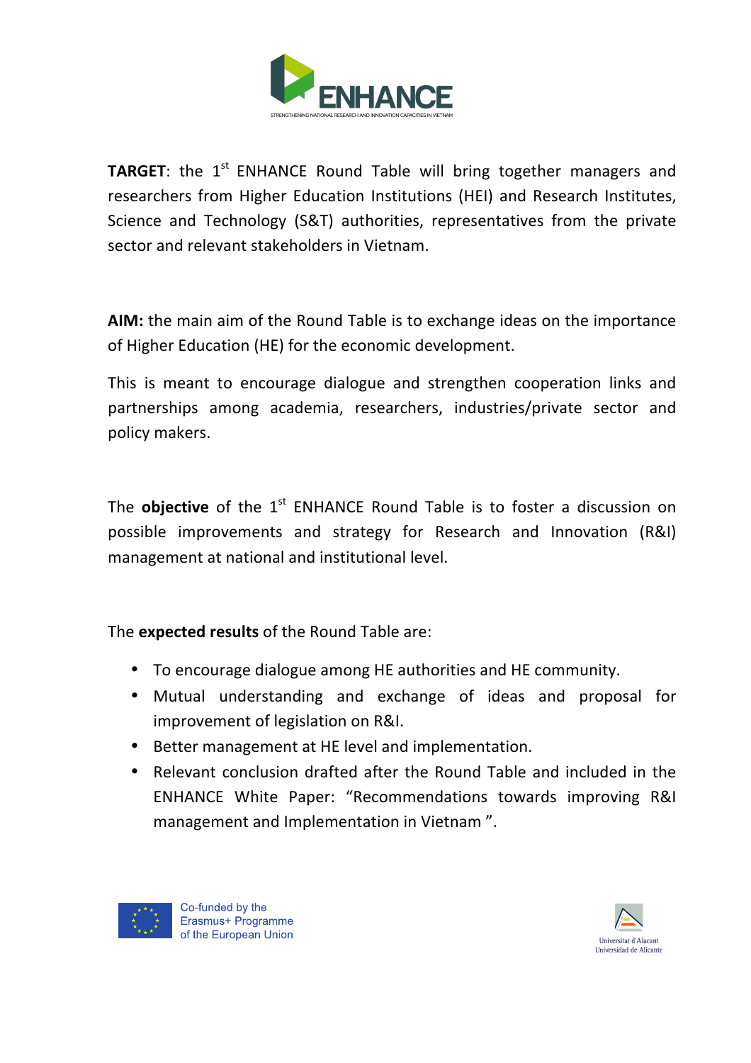**TARGET**: the 1st ENHANCE Round Table will bring together managers and researchers from Higher Education Institutions (HEI) and Research Institutes, Science and Technology (S&T) authorities, representatives from the private sector and relevant stakeholders in Vietnam.

**AIM:** the main aim of the Round Table is to exchange ideas on the importance of Higher Education (HE) for the economic development.

This is meant to encourage dialogue and strengthen cooperation links and partnerships among academia, researchers, industries/private sector and policy makers.

The **objective** of the 1st ENHANCE Round Table is to foster a discussion on possible improvements and strategy for Research and Innovation (R&I) management at national and institutional level.

The **expected results** of the Round Table are:

- To encourage dialogue among HE authorities and HE community.
- Mutual understanding and exchange of ideas and proposal for improvement of legislation on R&I.
- Better management at HE level and implementation.
- Relevant conclusion drafted after the Round Table and included in the ENHANCE White Paper: "Recommendations towards improving R&I management and Implementation in Vietnam ".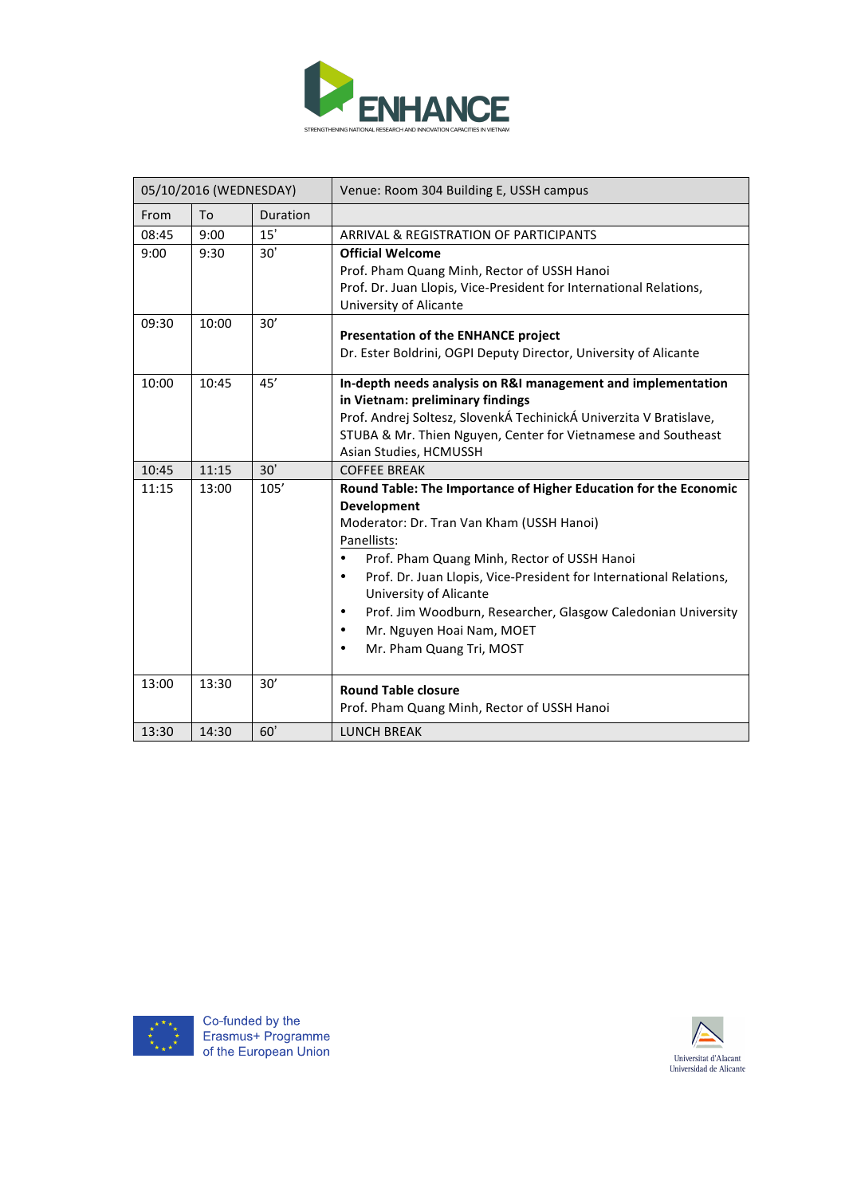| 05/10/2016 (WEDNESDAY) | | | Venue: Room 304 Building E, USSH campus |
|---|---|---|---|
| From | To | Duration | |
| 08:45 | 9:00 | 15' | ARRIVAL & REGISTRATION OF PARTICIPANTS |
| 9:00 | 9:30 | 30' | **Official Welcome**<br>Prof. Pham Quang Minh, Rector of USSH Hanoi<br>Prof. Dr. Juan Llopis, Vice-President for International Relations, University of Alicante |
| 09:30 | 10:00 | 30' | **Presentation of the ENHANCE project**<br>Dr. Ester Boldrini, OGPI Deputy Director, University of Alicante |
| 10:00 | 10:45 | 45' | **In-depth needs analysis on R&I management and implementation in Vietnam: preliminary findings**<br>Prof. Andrej Soltesz, SlovenkÁ TechinickÁ Univerzita V Bratislave, STUBA & Mr. Thien Nguyen, Center for Vietnamese and Southeast Asian Studies, HCMUSSH |
| 10:45 | 11:15 | 30' | COFFEE BREAK |
| 11:15 | 13:00 | 105' | **Round Table: The Importance of Higher Education for the Economic Development**<br>Moderator: Dr. Tran Van Kham (USSH Hanoi)<br>Panellists:<br>• Prof. Pham Quang Minh, Rector of USSH Hanoi<br>• Prof. Dr. Juan Llopis, Vice-President for International Relations, University of Alicante<br>• Prof. Jim Woodburn, Researcher, Glasgow Caledonian University<br>• Mr. Nguyen Hoai Nam, MOET<br>• Mr. Pham Quang Tri, MOST |
| 13:00 | 13:30 | 30' | **Round Table closure**<br>Prof. Pham Quang Minh, Rector of USSH Hanoi |
| 13:30 | 14:30 | 60' | LUNCH BREAK |

Co-funded by the Erasmus+ Programme of the European Union

Universitat d'Alacant
Universidad de Alicante